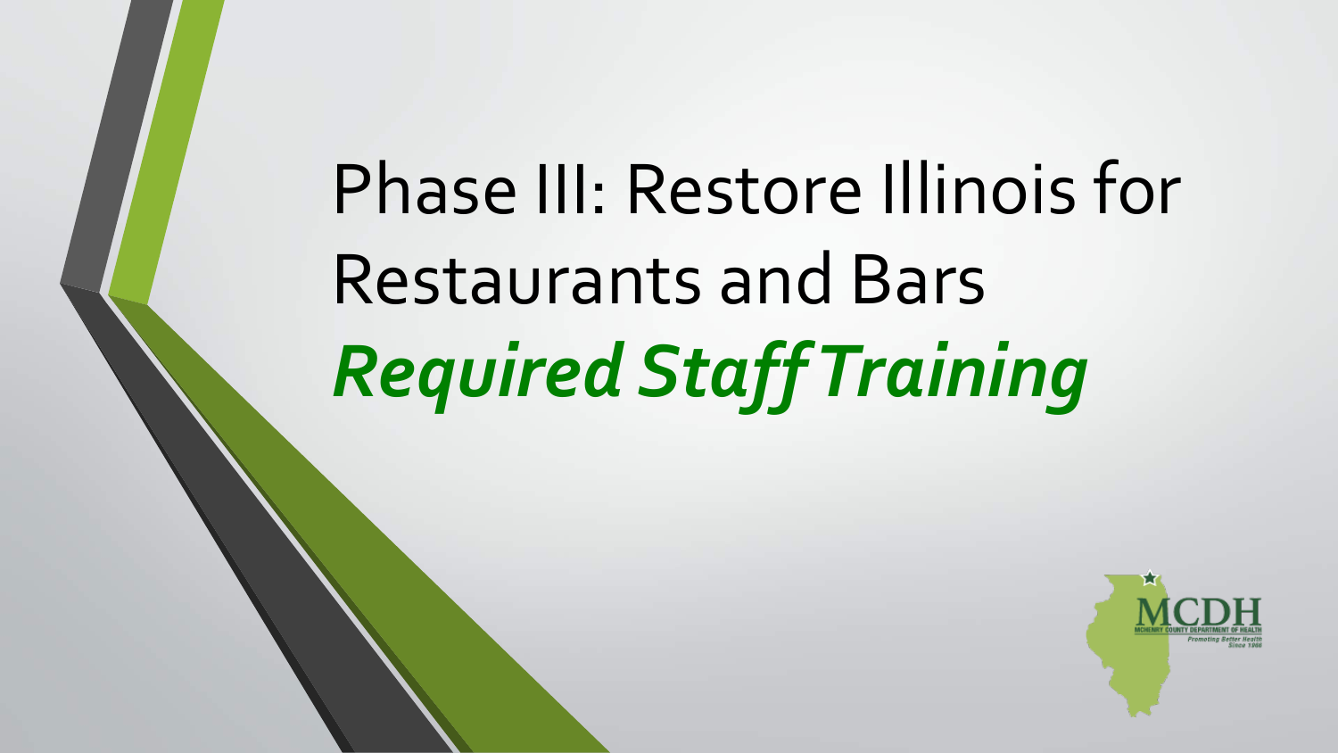# Phase III: Restore Illinois for Restaurants and Bars

## ***Required Staff Training***

MCDH

MCHENRY COUNTY DEPARTMENT OF HEALTH

*Promoting Better Health Since 1966*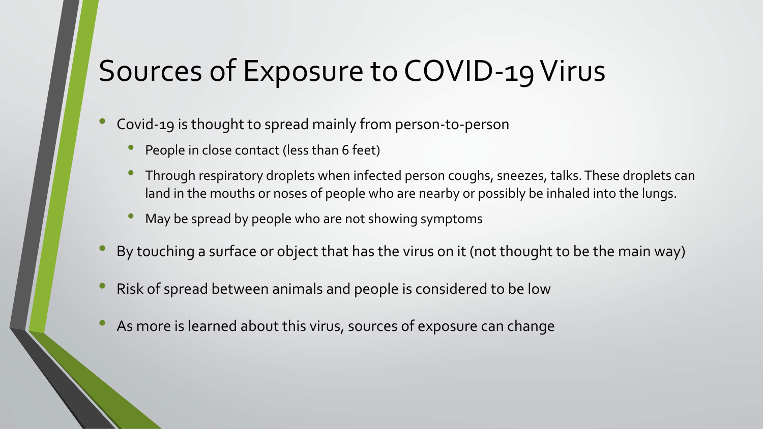# Sources of Exposure to COVID-19 Virus

- Covid-19 is thought to spread mainly from person-to-person
  - People in close contact (less than 6 feet)
  - Through respiratory droplets when infected person coughs, sneezes, talks. These droplets can land in the mouths or noses of people who are nearby or possibly be inhaled into the lungs.
  - May be spread by people who are not showing symptoms
- By touching a surface or object that has the virus on it (not thought to be the main way)
- Risk of spread between animals and people is considered to be low
- As more is learned about this virus, sources of exposure can change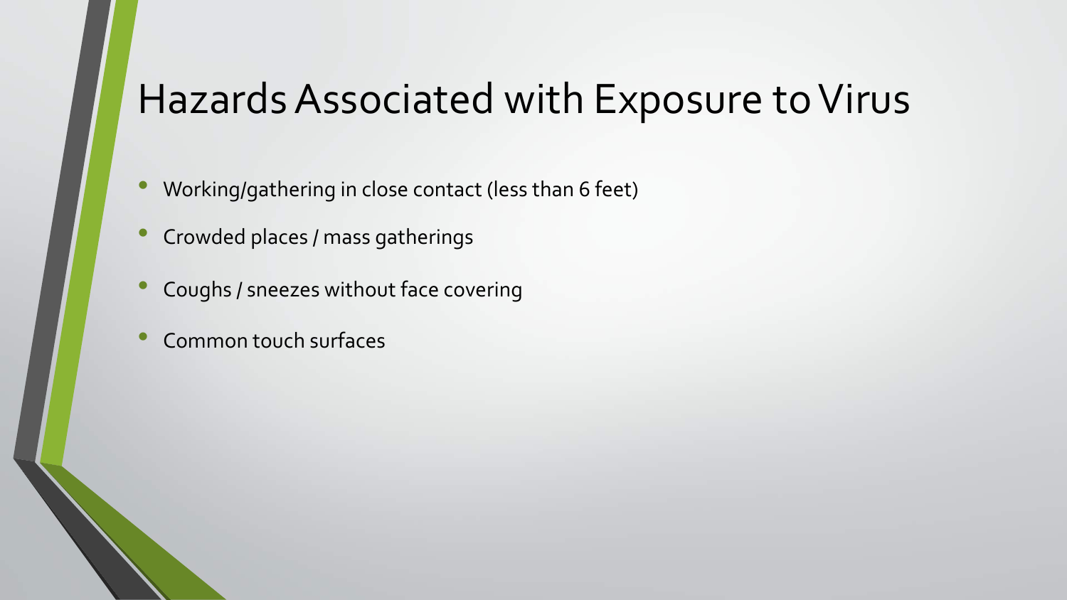# Hazards Associated with Exposure to Virus

- Working/gathering in close contact (less than 6 feet)
- Crowded places / mass gatherings
- Coughs / sneezes without face covering
- Common touch surfaces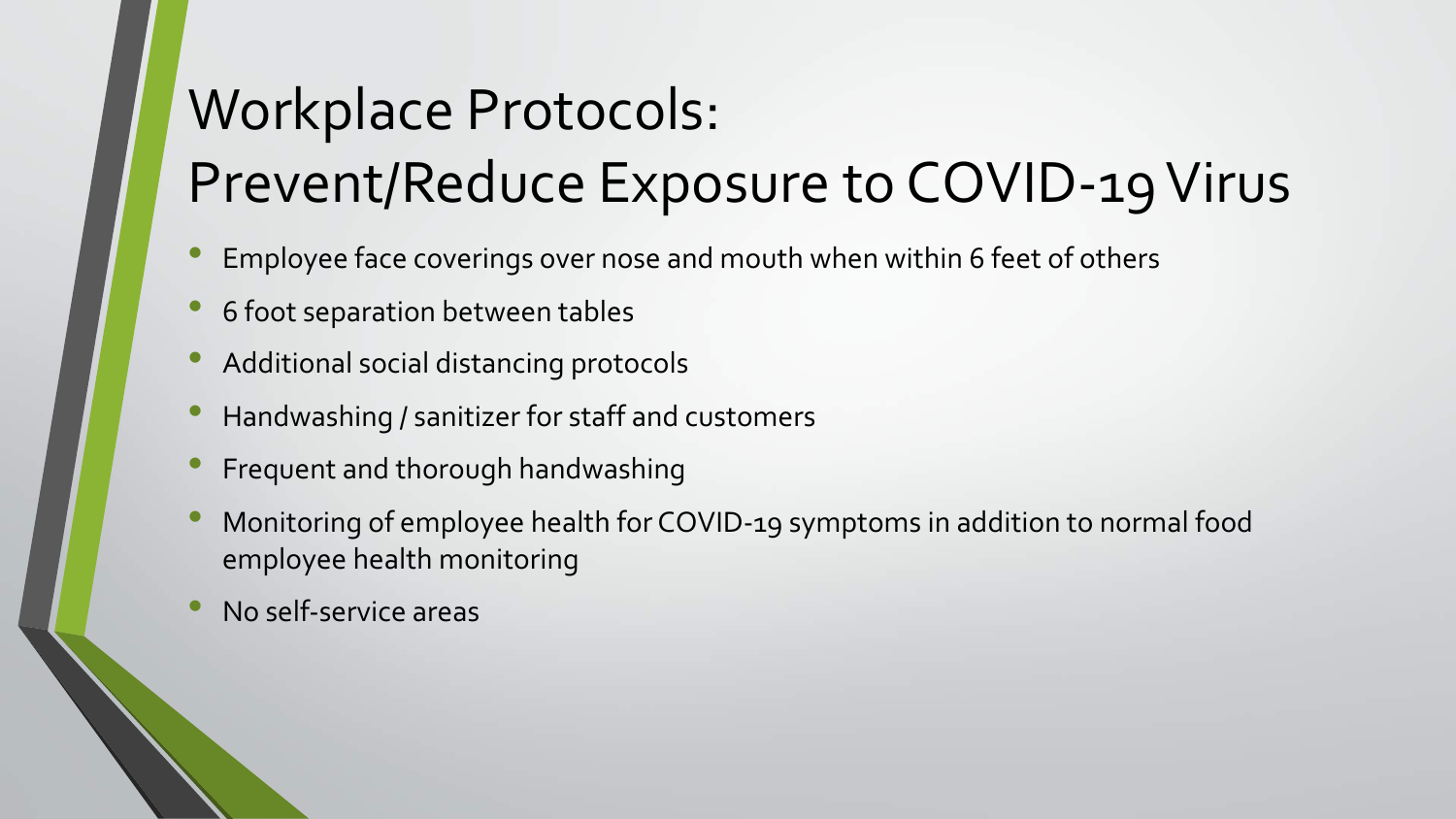# Workplace Protocols:
# Prevent/Reduce Exposure to COVID-19 Virus

- Employee face coverings over nose and mouth when within 6 feet of others
- 6 foot separation between tables
- Additional social distancing protocols
- Handwashing / sanitizer for staff and customers
- Frequent and thorough handwashing
- Monitoring of employee health for COVID-19 symptoms in addition to normal food employee health monitoring
- No self-service areas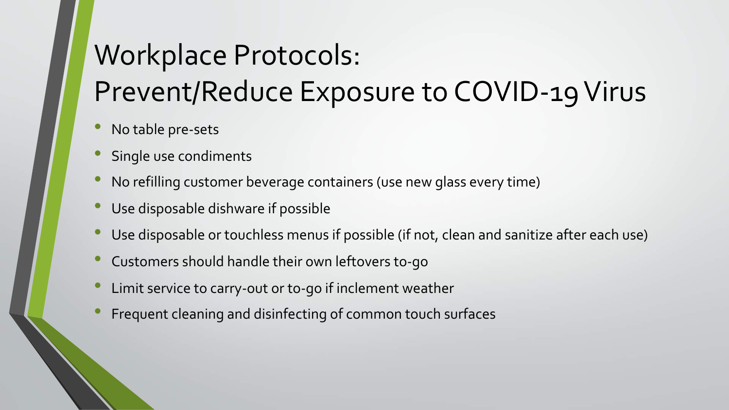# Workplace Protocols: Prevent/Reduce Exposure to COVID-19 Virus

- No table pre-sets
- Single use condiments
- No refilling customer beverage containers (use new glass every time)
- Use disposable dishware if possible
- Use disposable or touchless menus if possible (if not, clean and sanitize after each use)
- Customers should handle their own leftovers to-go
- Limit service to carry-out or to-go if inclement weather
- Frequent cleaning and disinfecting of common touch surfaces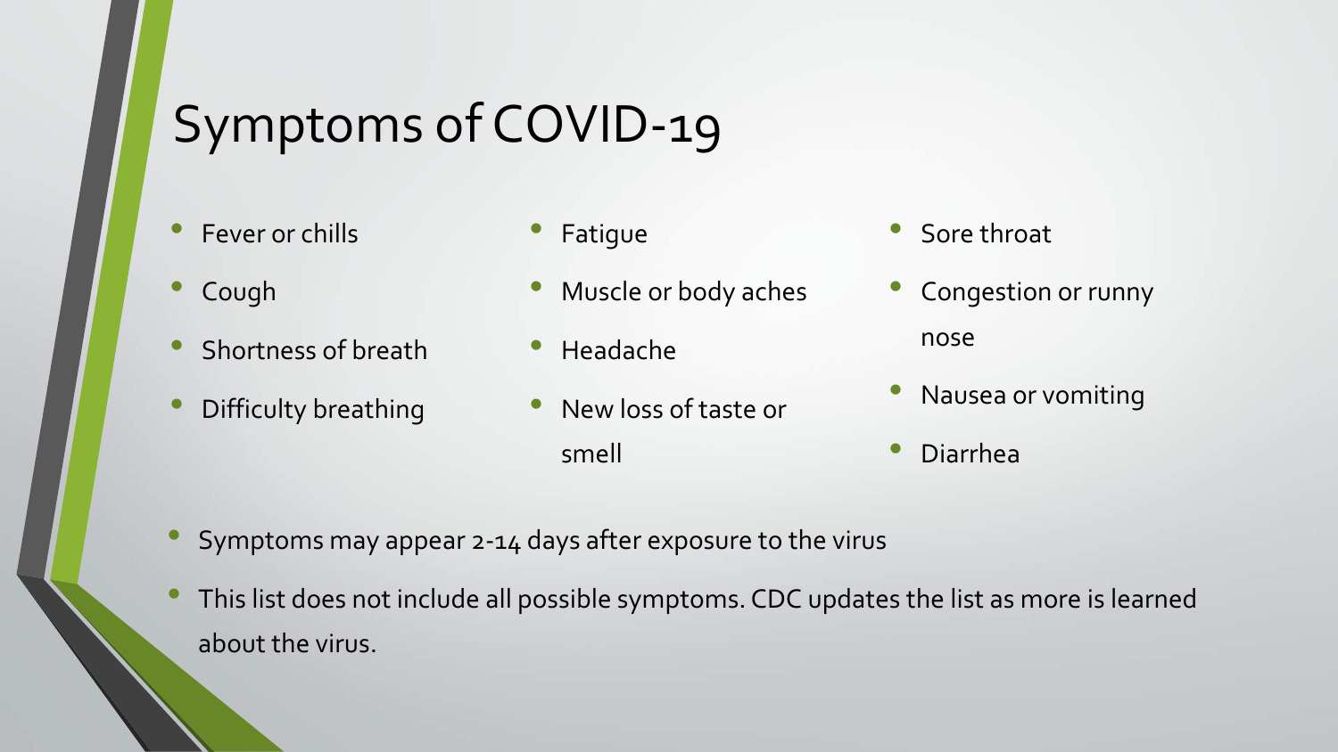# Symptoms of COVID-19

- Fever or chills
- Cough
- Shortness of breath
- Difficulty breathing
- Fatigue
- Muscle or body aches
- Headache
- New loss of taste or smell
- Sore throat
- Congestion or runny nose
- Nausea or vomiting
- Diarrhea

- Symptoms may appear 2-14 days after exposure to the virus
- This list does not include all possible symptoms. CDC updates the list as more is learned about the virus.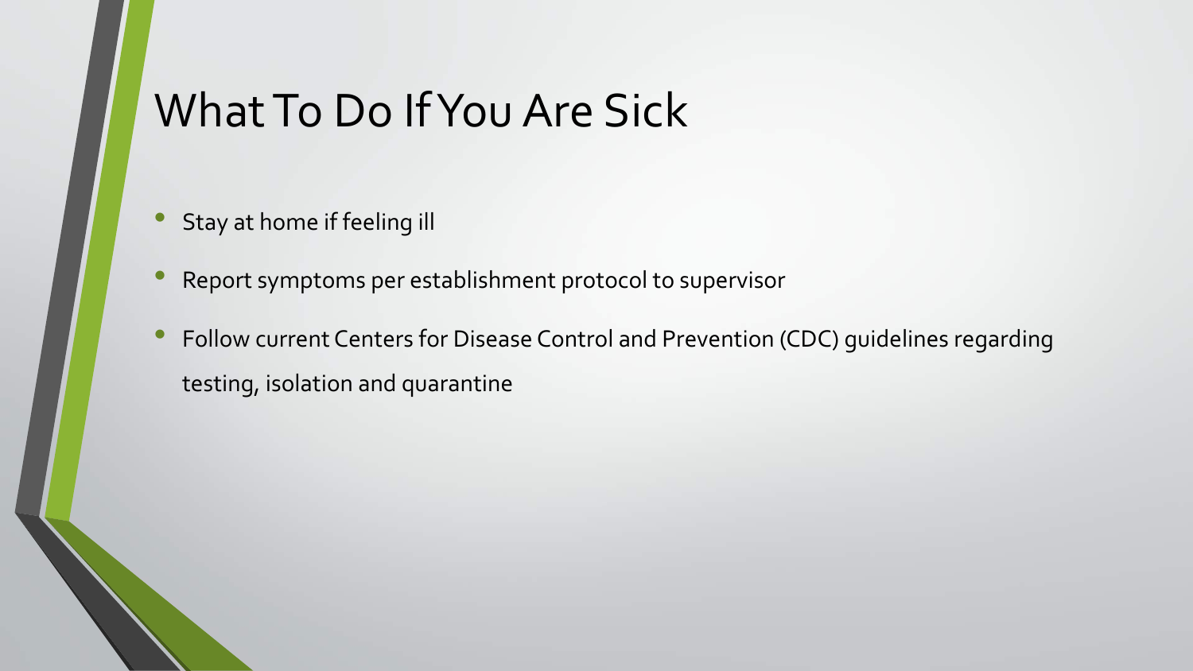# What To Do If You Are Sick

- Stay at home if feeling ill
- Report symptoms per establishment protocol to supervisor
- Follow current Centers for Disease Control and Prevention (CDC) guidelines regarding testing, isolation and quarantine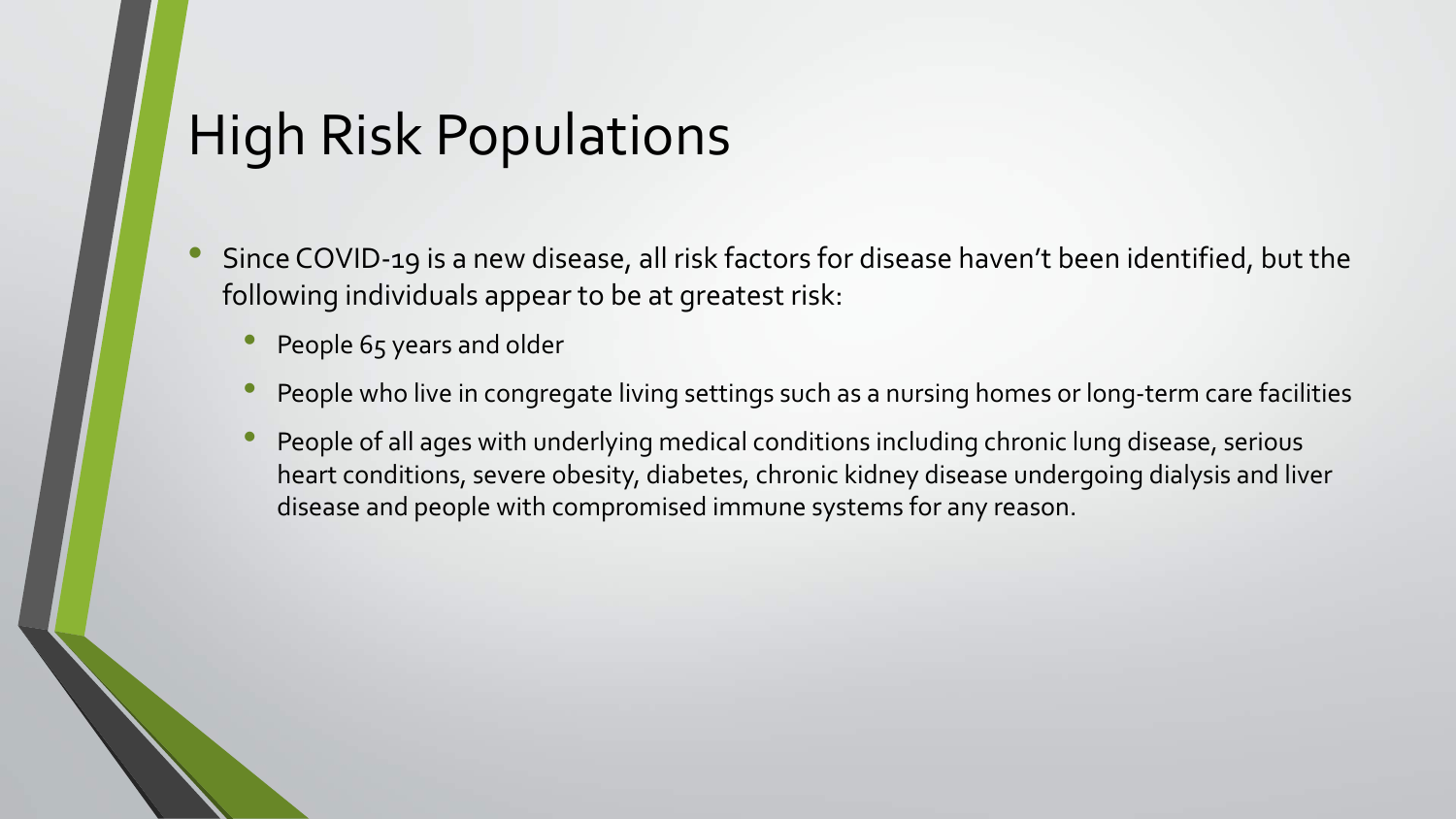# High Risk Populations

- Since COVID-19 is a new disease, all risk factors for disease haven't been identified, but the following individuals appear to be at greatest risk:
  - People 65 years and older
  - People who live in congregate living settings such as a nursing homes or long-term care facilities
  - People of all ages with underlying medical conditions including chronic lung disease, serious heart conditions, severe obesity, diabetes, chronic kidney disease undergoing dialysis and liver disease and people with compromised immune systems for any reason.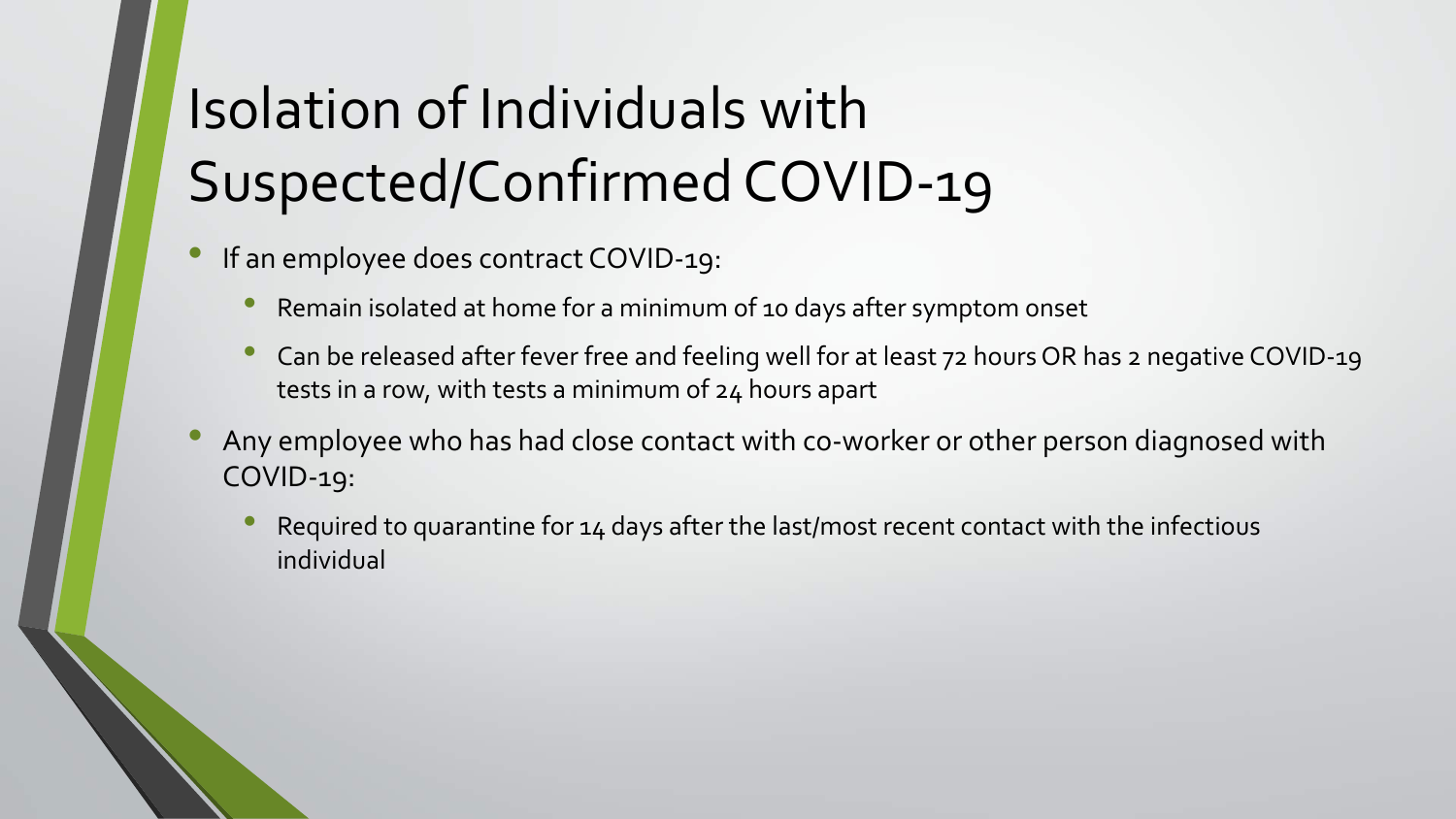# Isolation of Individuals with Suspected/Confirmed COVID-19

- If an employee does contract COVID-19:
  - Remain isolated at home for a minimum of 10 days after symptom onset
  - Can be released after fever free and feeling well for at least 72 hours OR has 2 negative COVID-19 tests in a row, with tests a minimum of 24 hours apart
- Any employee who has had close contact with co-worker or other person diagnosed with COVID-19:
  - Required to quarantine for 14 days after the last/most recent contact with the infectious individual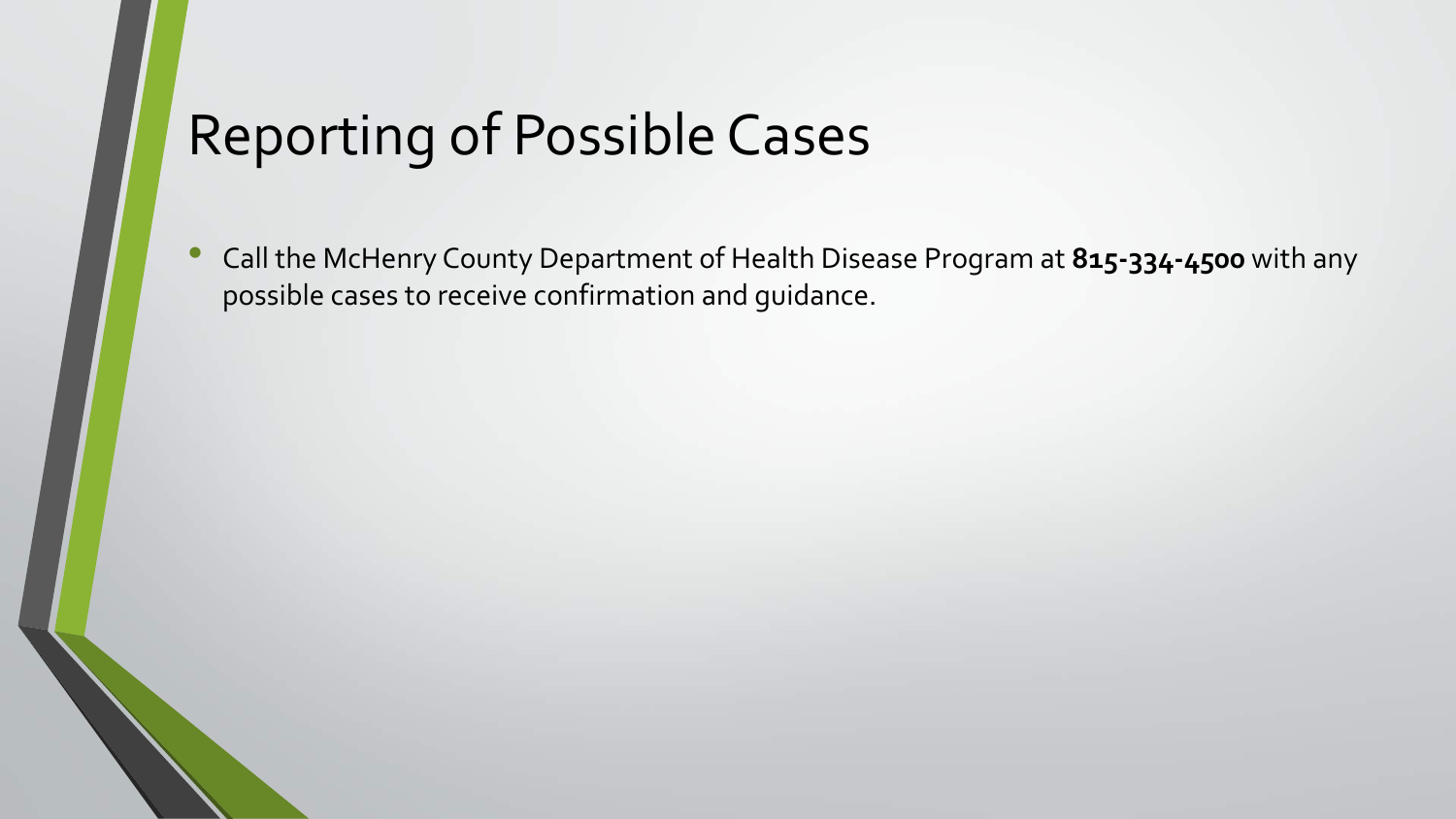# Reporting of Possible Cases

- Call the McHenry County Department of Health Disease Program at **815-334-4500** with any possible cases to receive confirmation and guidance.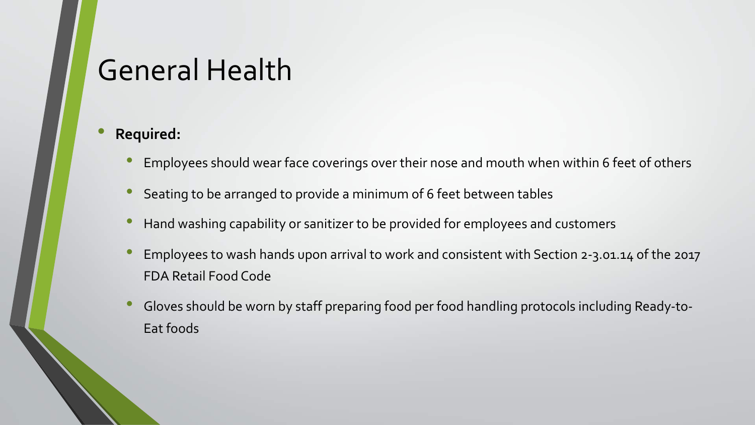# General Health

- **Required:**
  - Employees should wear face coverings over their nose and mouth when within 6 feet of others
  - Seating to be arranged to provide a minimum of 6 feet between tables
  - Hand washing capability or sanitizer to be provided for employees and customers
  - Employees to wash hands upon arrival to work and consistent with Section 2-3.01.14 of the 2017 FDA Retail Food Code
  - Gloves should be worn by staff preparing food per food handling protocols including Ready-to-Eat foods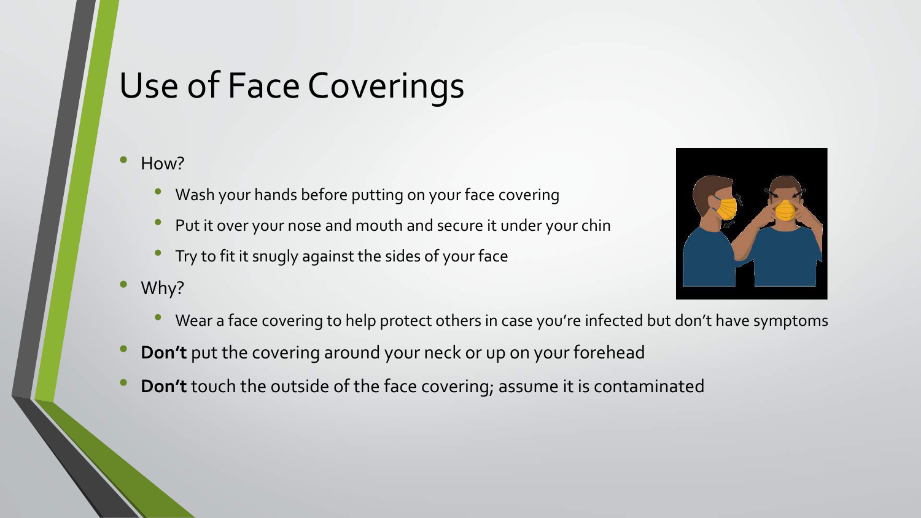# Use of Face Coverings

- How?
  - Wash your hands before putting on your face covering
  - Put it over your nose and mouth and secure it under your chin
  - Try to fit it snugly against the sides of your face
- Why?
  - Wear a face covering to help protect others in case you're infected but don't have symptoms
- **Don't** put the covering around your neck or up on your forehead
- **Don't** touch the outside of the face covering; assume it is contaminated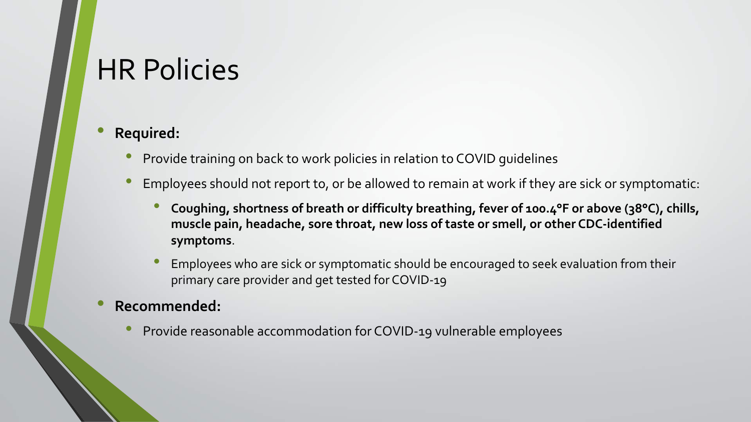# HR Policies

- **Required:**
  - Provide training on back to work policies in relation to COVID guidelines
  - Employees should not report to, or be allowed to remain at work if they are sick or symptomatic:
    - **Coughing, shortness of breath or difficulty breathing, fever of 100.4°F or above (38°C), chills, muscle pain, headache, sore throat, new loss of taste or smell, or other CDC-identified symptoms**.
    - Employees who are sick or symptomatic should be encouraged to seek evaluation from their primary care provider and get tested for COVID-19
- **Recommended:**
  - Provide reasonable accommodation for COVID-19 vulnerable employees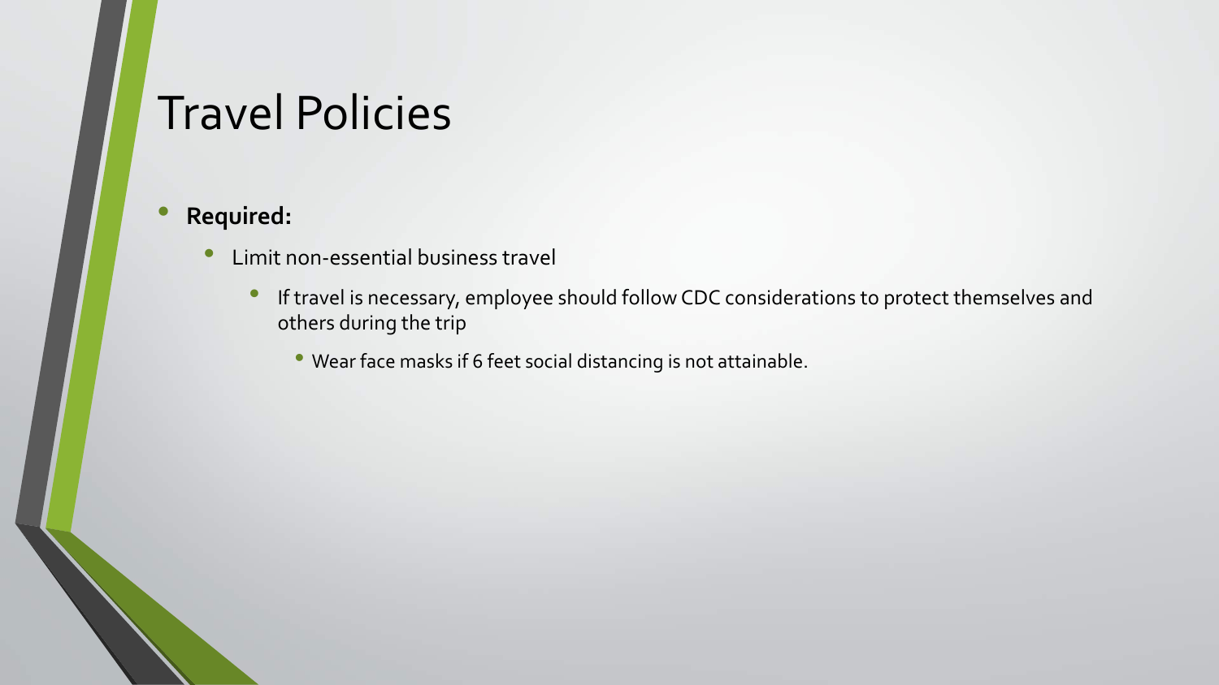# Travel Policies

- **Required:**
  - Limit non-essential business travel
    - If travel is necessary, employee should follow CDC considerations to protect themselves and others during the trip
      - Wear face masks if 6 feet social distancing is not attainable.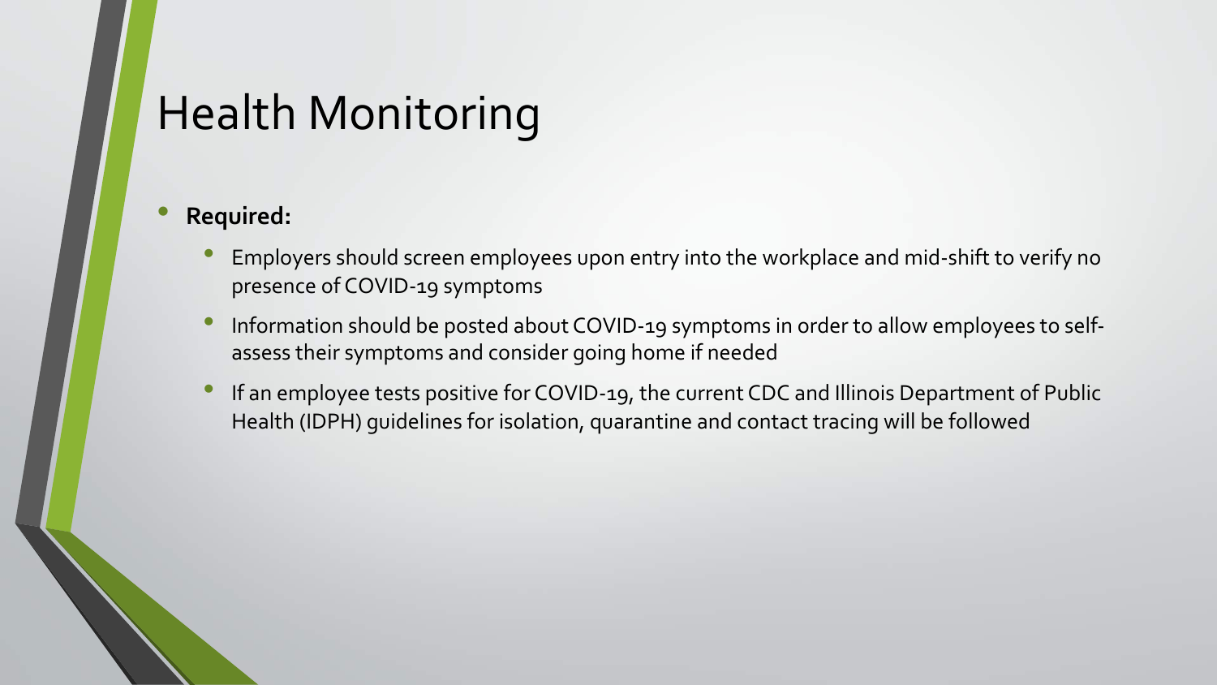# Health Monitoring

- **Required:**
  - Employers should screen employees upon entry into the workplace and mid-shift to verify no presence of COVID-19 symptoms
  - Information should be posted about COVID-19 symptoms in order to allow employees to self-assess their symptoms and consider going home if needed
  - If an employee tests positive for COVID-19, the current CDC and Illinois Department of Public Health (IDPH) guidelines for isolation, quarantine and contact tracing will be followed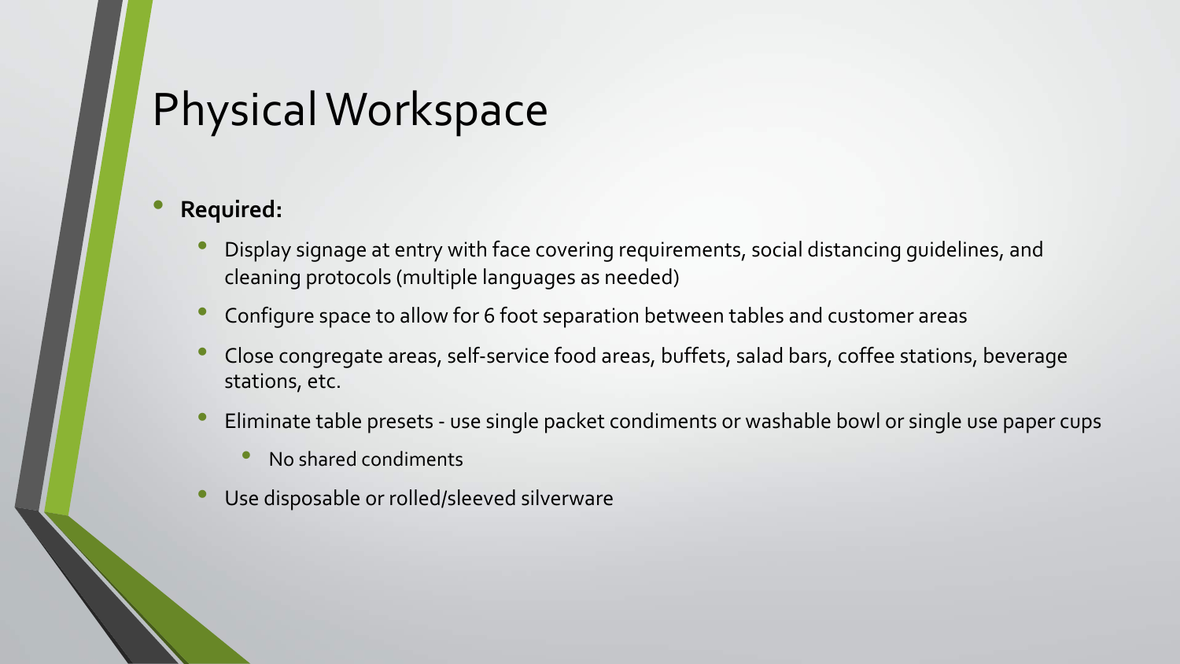# Physical Workspace

- **Required:**
  - Display signage at entry with face covering requirements, social distancing guidelines, and cleaning protocols (multiple languages as needed)
  - Configure space to allow for 6 foot separation between tables and customer areas
  - Close congregate areas, self-service food areas, buffets, salad bars, coffee stations, beverage stations, etc.
  - Eliminate table presets - use single packet condiments or washable bowl or single use paper cups
    - No shared condiments
  - Use disposable or rolled/sleeved silverware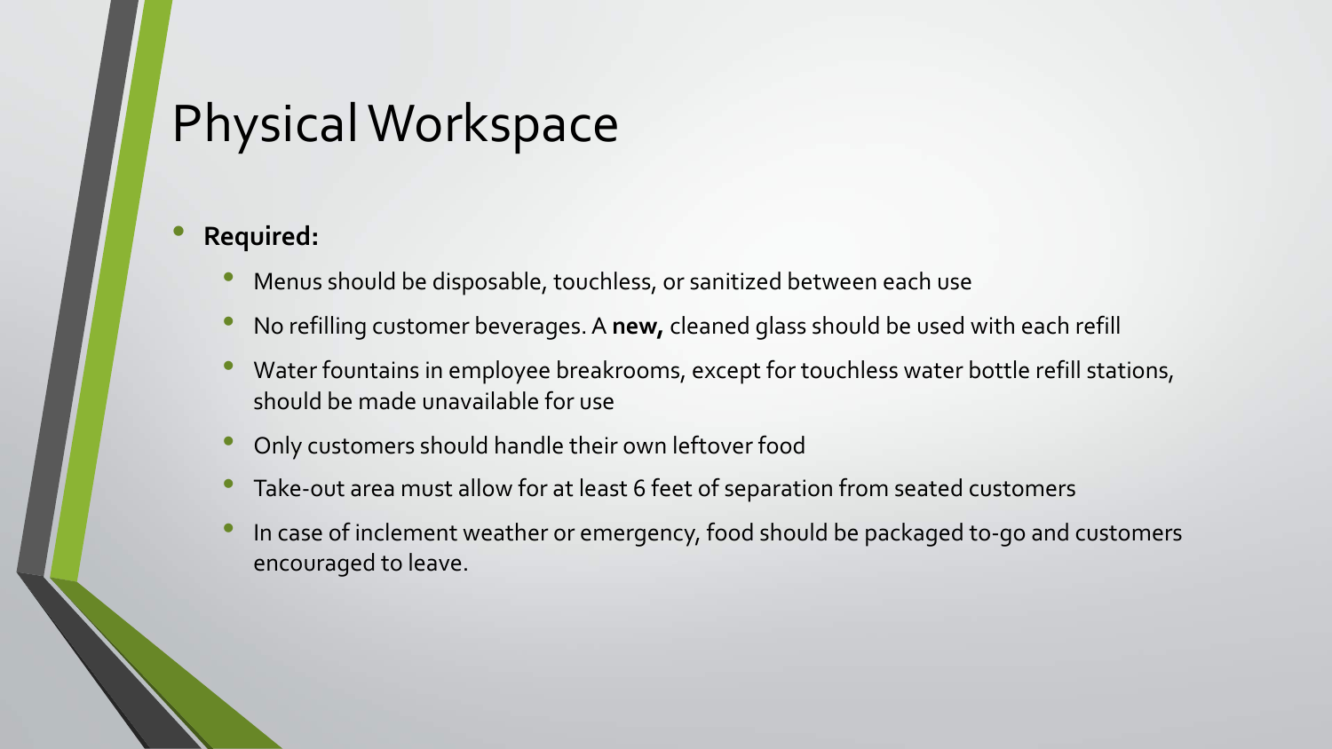# Physical Workspace

- **Required:**
  - Menus should be disposable, touchless, or sanitized between each use
  - No refilling customer beverages. A **new,** cleaned glass should be used with each refill
  - Water fountains in employee breakrooms, except for touchless water bottle refill stations, should be made unavailable for use
  - Only customers should handle their own leftover food
  - Take-out area must allow for at least 6 feet of separation from seated customers
  - In case of inclement weather or emergency, food should be packaged to-go and customers encouraged to leave.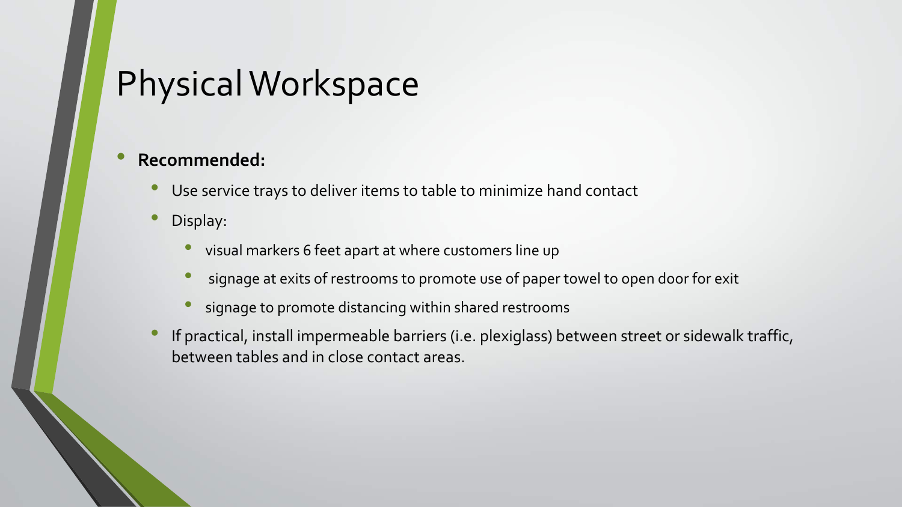# Physical Workspace

- **Recommended:**
  - Use service trays to deliver items to table to minimize hand contact
  - Display:
    - visual markers 6 feet apart at where customers line up
    - signage at exits of restrooms to promote use of paper towel to open door for exit
    - signage to promote distancing within shared restrooms
  - If practical, install impermeable barriers (i.e. plexiglass) between street or sidewalk traffic, between tables and in close contact areas.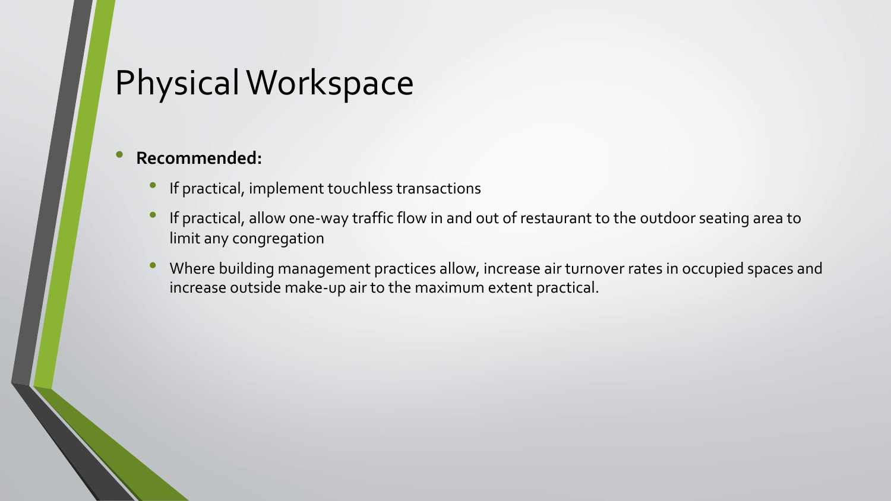# Physical Workspace

- **Recommended:**
  - If practical, implement touchless transactions
  - If practical, allow one-way traffic flow in and out of restaurant to the outdoor seating area to limit any congregation
  - Where building management practices allow, increase air turnover rates in occupied spaces and increase outside make-up air to the maximum extent practical.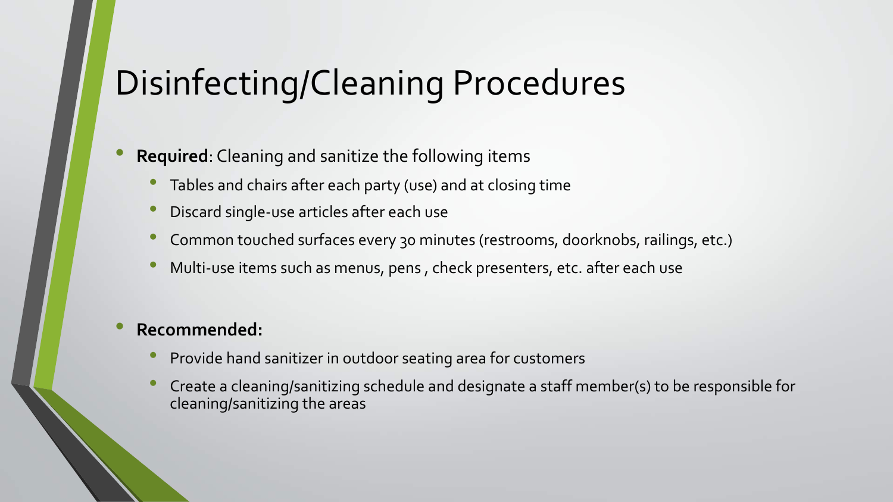# Disinfecting/Cleaning Procedures

- **Required**: Cleaning and sanitize the following items
  - Tables and chairs after each party (use) and at closing time
  - Discard single-use articles after each use
  - Common touched surfaces every 30 minutes (restrooms, doorknobs, railings, etc.)
  - Multi-use items such as menus, pens , check presenters, etc. after each use

- **Recommended:**
  - Provide hand sanitizer in outdoor seating area for customers
  - Create a cleaning/sanitizing schedule and designate a staff member(s) to be responsible for cleaning/sanitizing the areas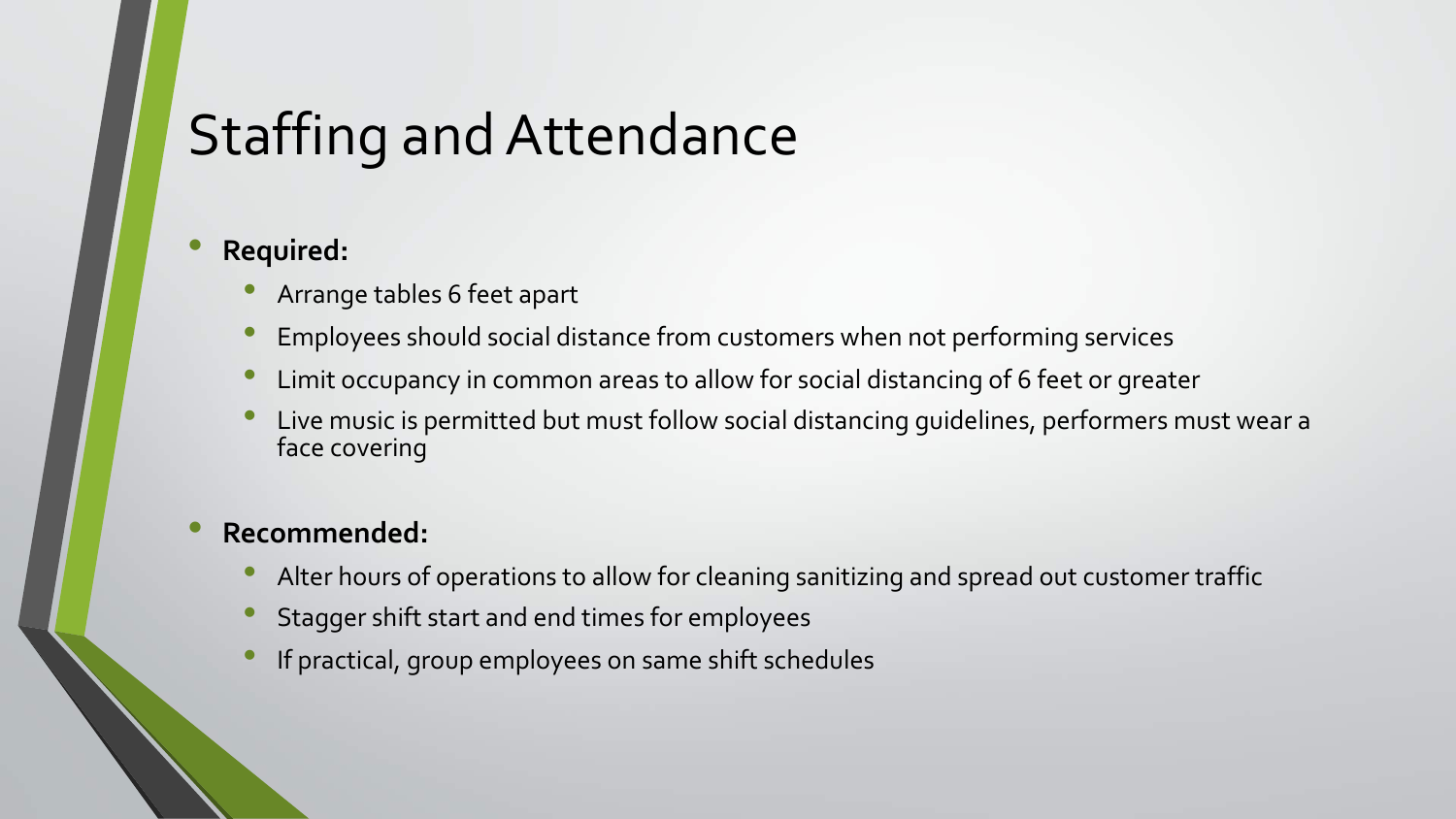# Staffing and Attendance

- **Required:**
  - Arrange tables 6 feet apart
  - Employees should social distance from customers when not performing services
  - Limit occupancy in common areas to allow for social distancing of 6 feet or greater
  - Live music is permitted but must follow social distancing guidelines, performers must wear a face covering

- **Recommended:**
  - Alter hours of operations to allow for cleaning sanitizing and spread out customer traffic
  - Stagger shift start and end times for employees
  - If practical, group employees on same shift schedules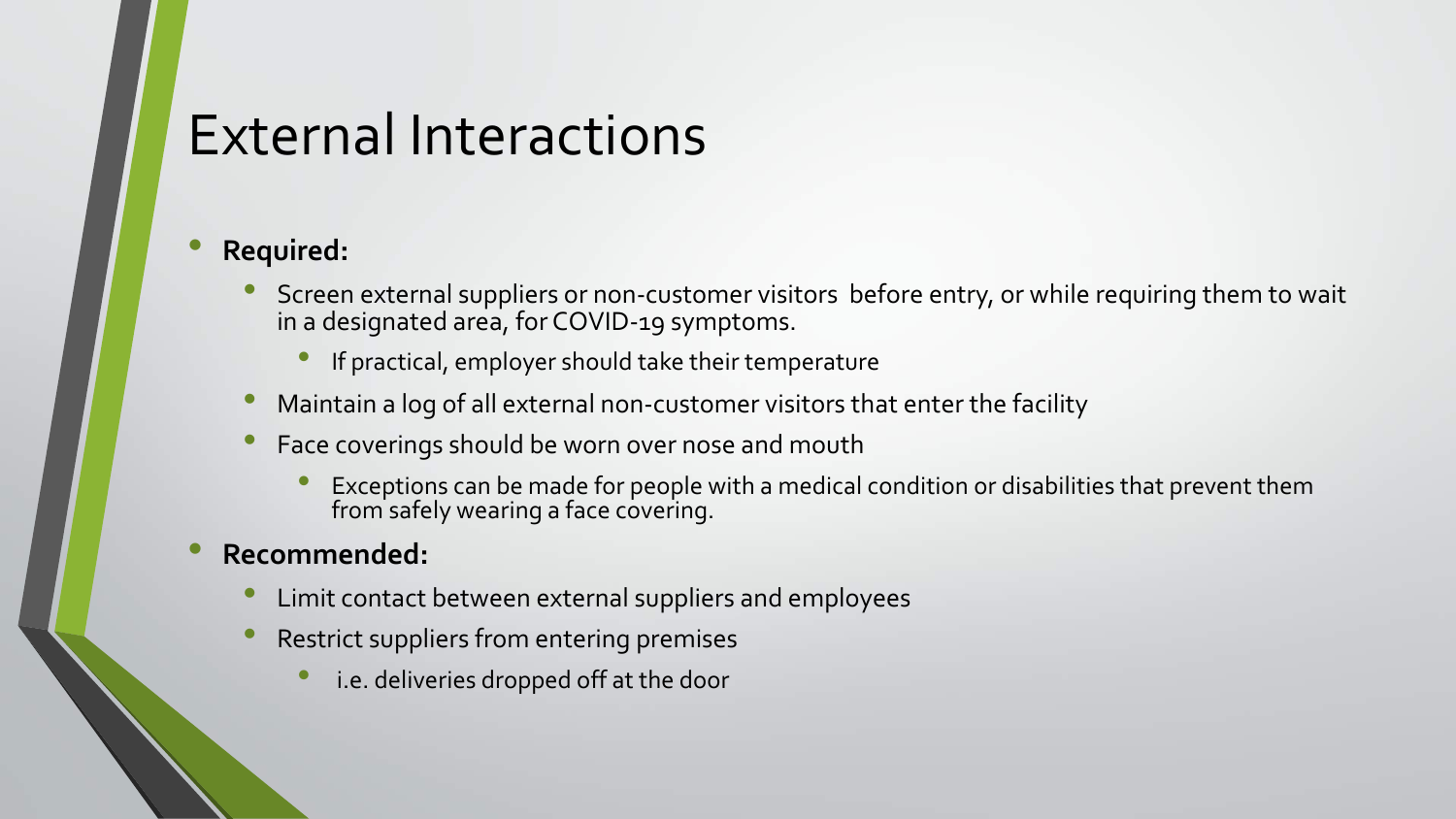# External Interactions

- **Required:**
  - Screen external suppliers or non-customer visitors before entry, or while requiring them to wait in a designated area, for COVID-19 symptoms.
    - If practical, employer should take their temperature
  - Maintain a log of all external non-customer visitors that enter the facility
  - Face coverings should be worn over nose and mouth
    - Exceptions can be made for people with a medical condition or disabilities that prevent them from safely wearing a face covering.
- **Recommended:**
  - Limit contact between external suppliers and employees
  - Restrict suppliers from entering premises
    - i.e. deliveries dropped off at the door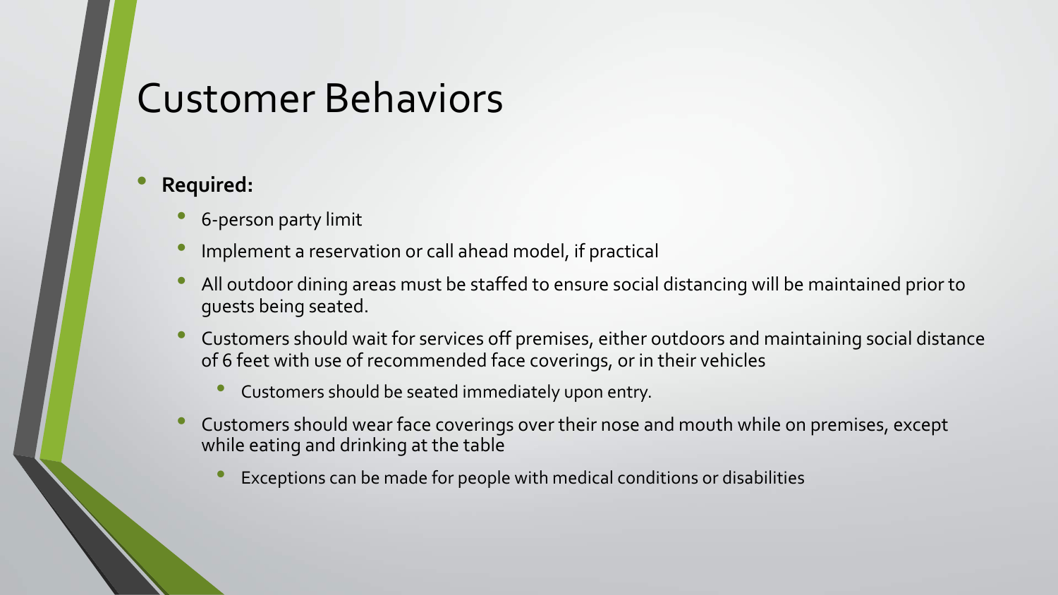# Customer Behaviors

- **Required:**
  - 6-person party limit
  - Implement a reservation or call ahead model, if practical
  - All outdoor dining areas must be staffed to ensure social distancing will be maintained prior to guests being seated.
  - Customers should wait for services off premises, either outdoors and maintaining social distance of 6 feet with use of recommended face coverings, or in their vehicles
    - Customers should be seated immediately upon entry.
  - Customers should wear face coverings over their nose and mouth while on premises, except while eating and drinking at the table
    - Exceptions can be made for people with medical conditions or disabilities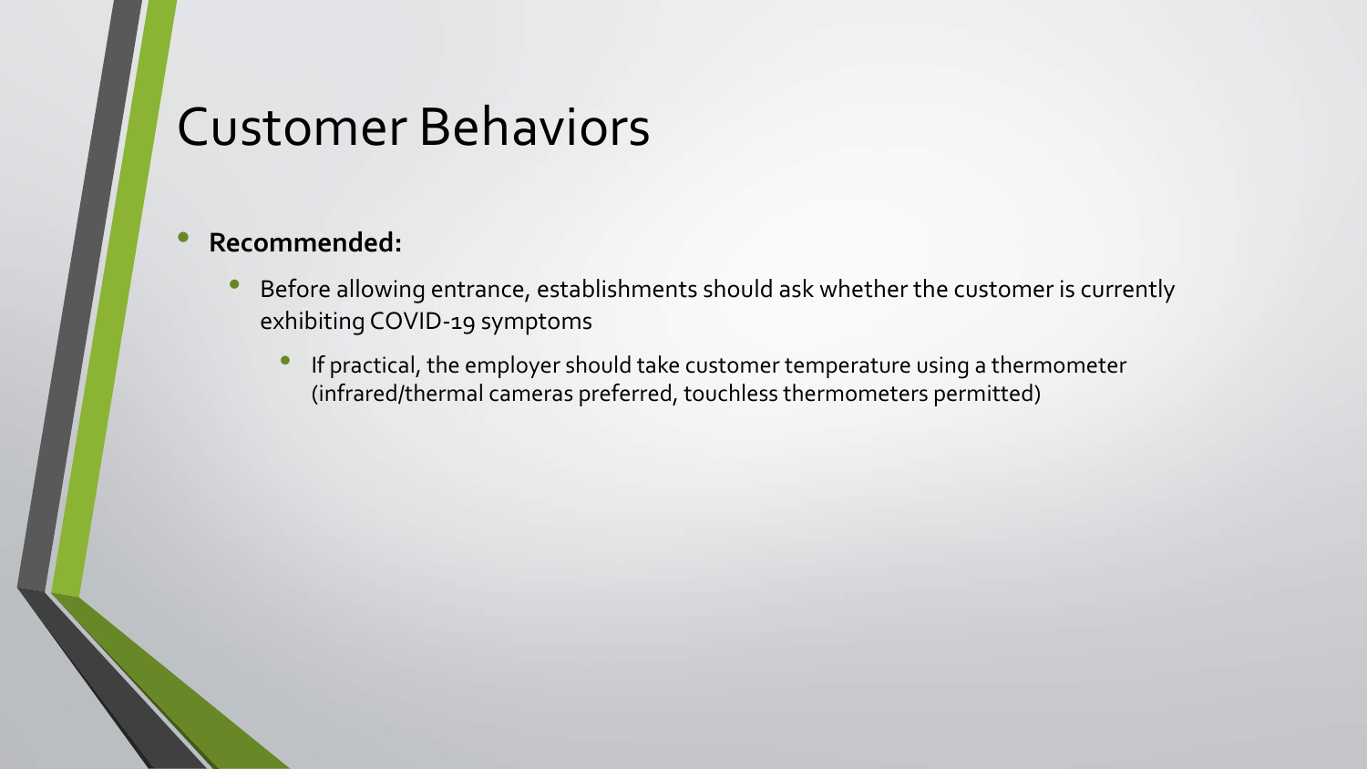# Customer Behaviors

- **Recommended:**
  - Before allowing entrance, establishments should ask whether the customer is currently exhibiting COVID-19 symptoms
    - If practical, the employer should take customer temperature using a thermometer (infrared/thermal cameras preferred, touchless thermometers permitted)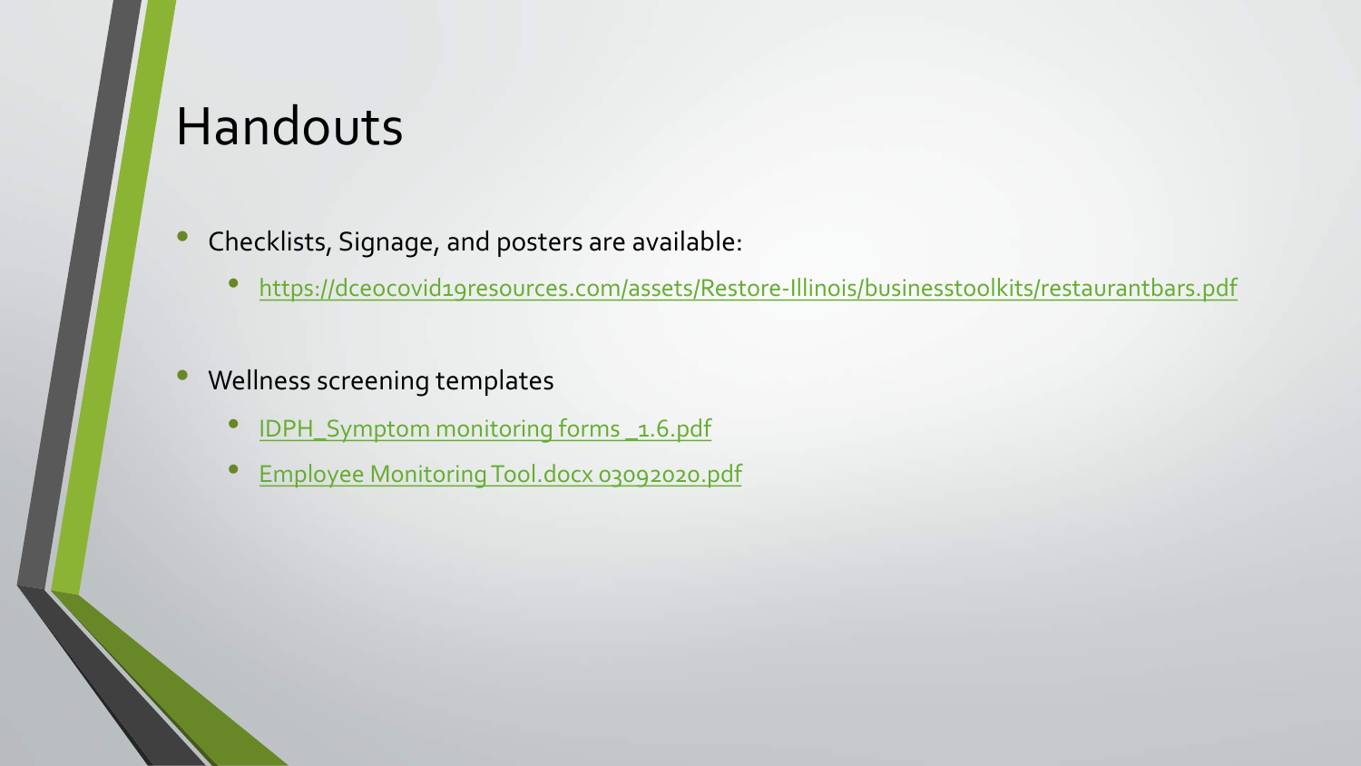# Handouts

- Checklists, Signage, and posters are available:
  - https://dceocovid19resources.com/assets/Restore-Illinois/businesstoolkits/restaurantbars.pdf

- Wellness screening templates
  - IDPH_Symptom monitoring forms _1.6.pdf
  - Employee Monitoring Tool.docx 03092020.pdf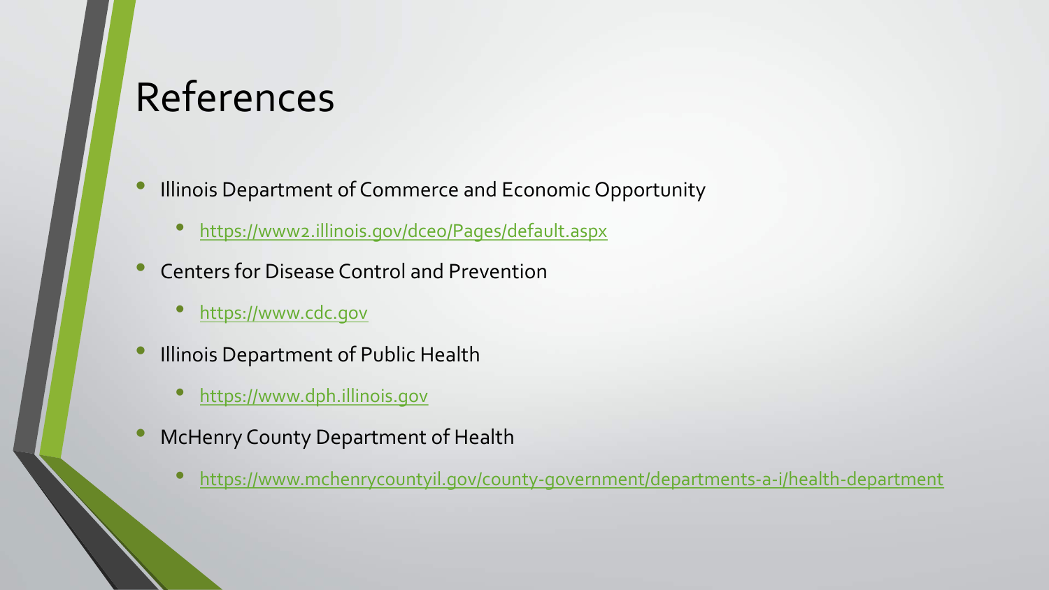# References

- Illinois Department of Commerce and Economic Opportunity
  - https://www2.illinois.gov/dceo/Pages/default.aspx
- Centers for Disease Control and Prevention
  - https://www.cdc.gov
- Illinois Department of Public Health
  - https://www.dph.illinois.gov
- McHenry County Department of Health
  - https://www.mchenrycountyil.gov/county-government/departments-a-i/health-department